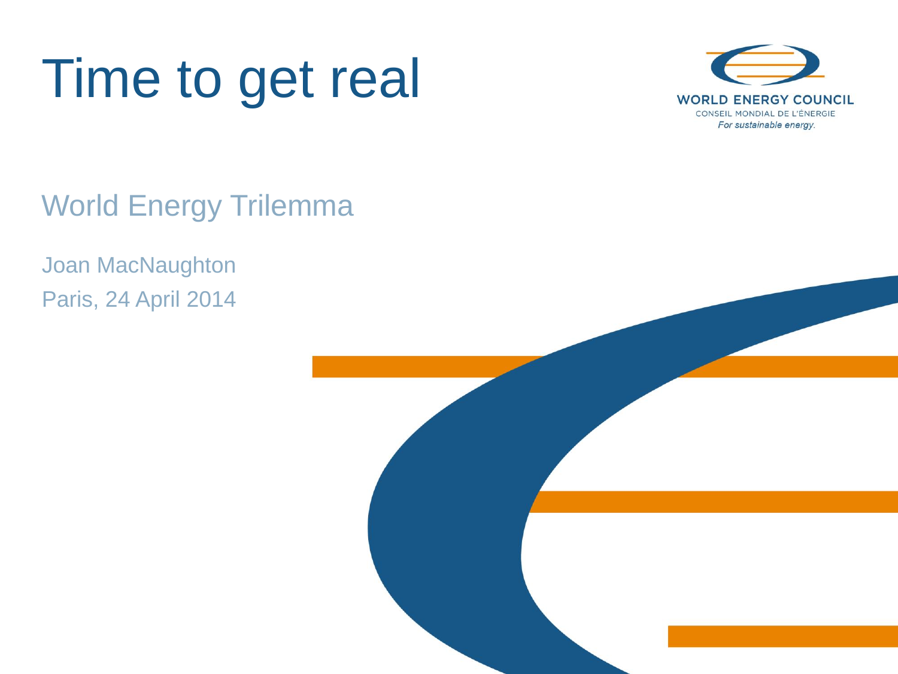# Time to get real

WORLD ENERGY COUNCIL
CONSEIL MONDIAL DE L'ÉNERGIE
*For sustainable energy.*

## World Energy Trilemma

Joan MacNaughton

Paris, 24 April 2014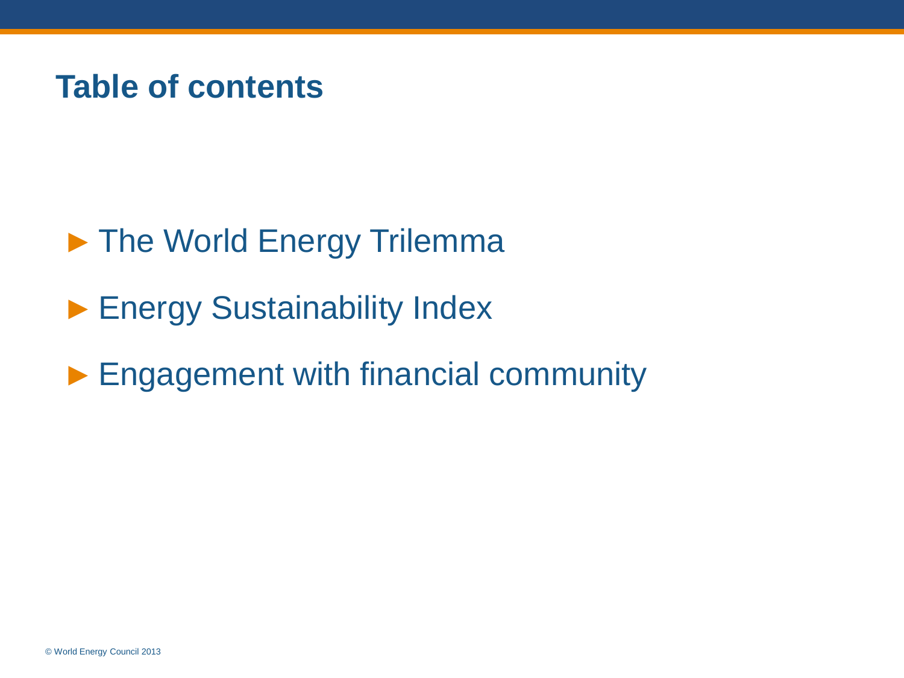# Table of contents

- The World Energy Trilemma
- Energy Sustainability Index
- Engagement with financial community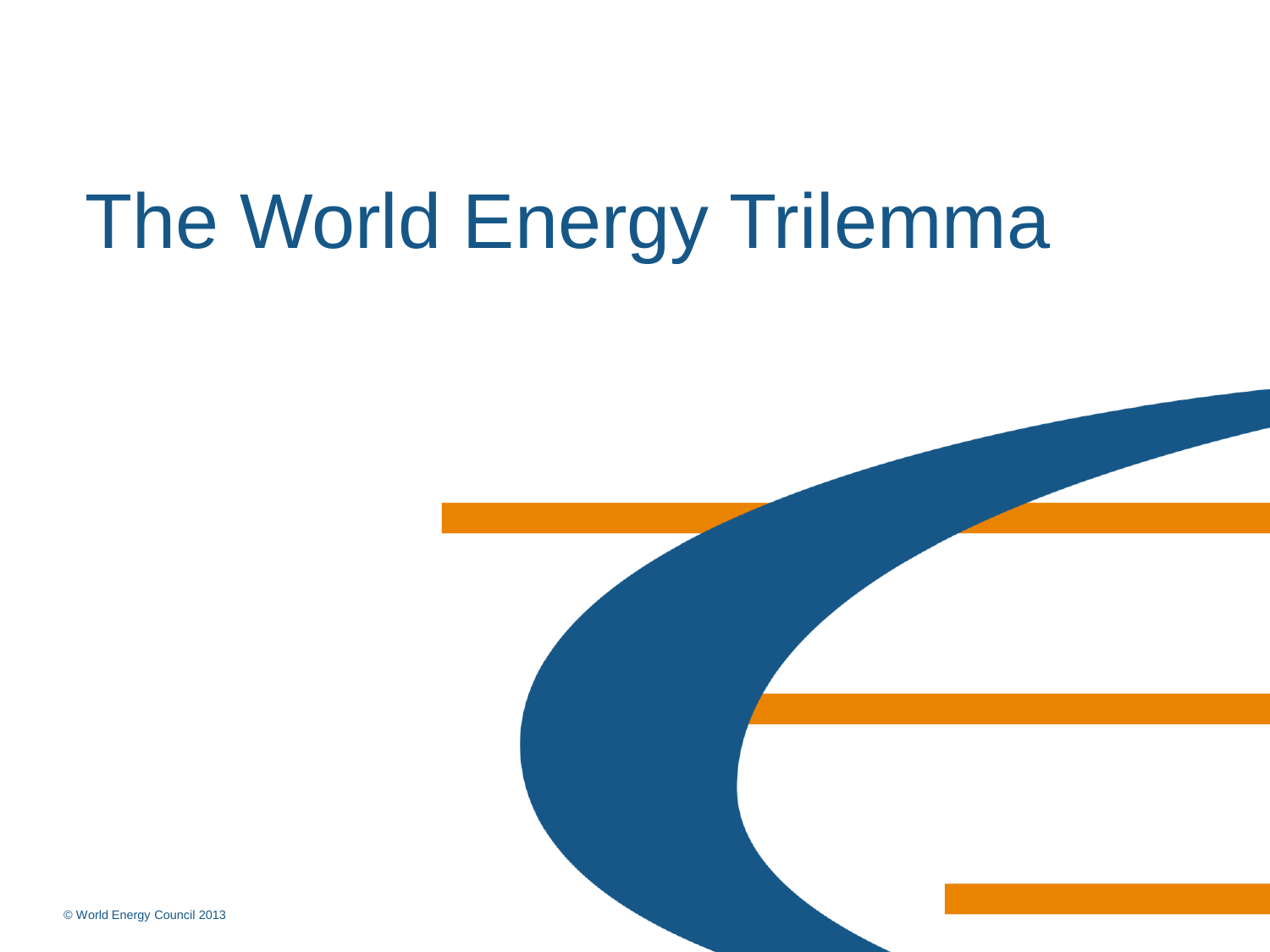# The World Energy Trilemma

© World Energy Council 2013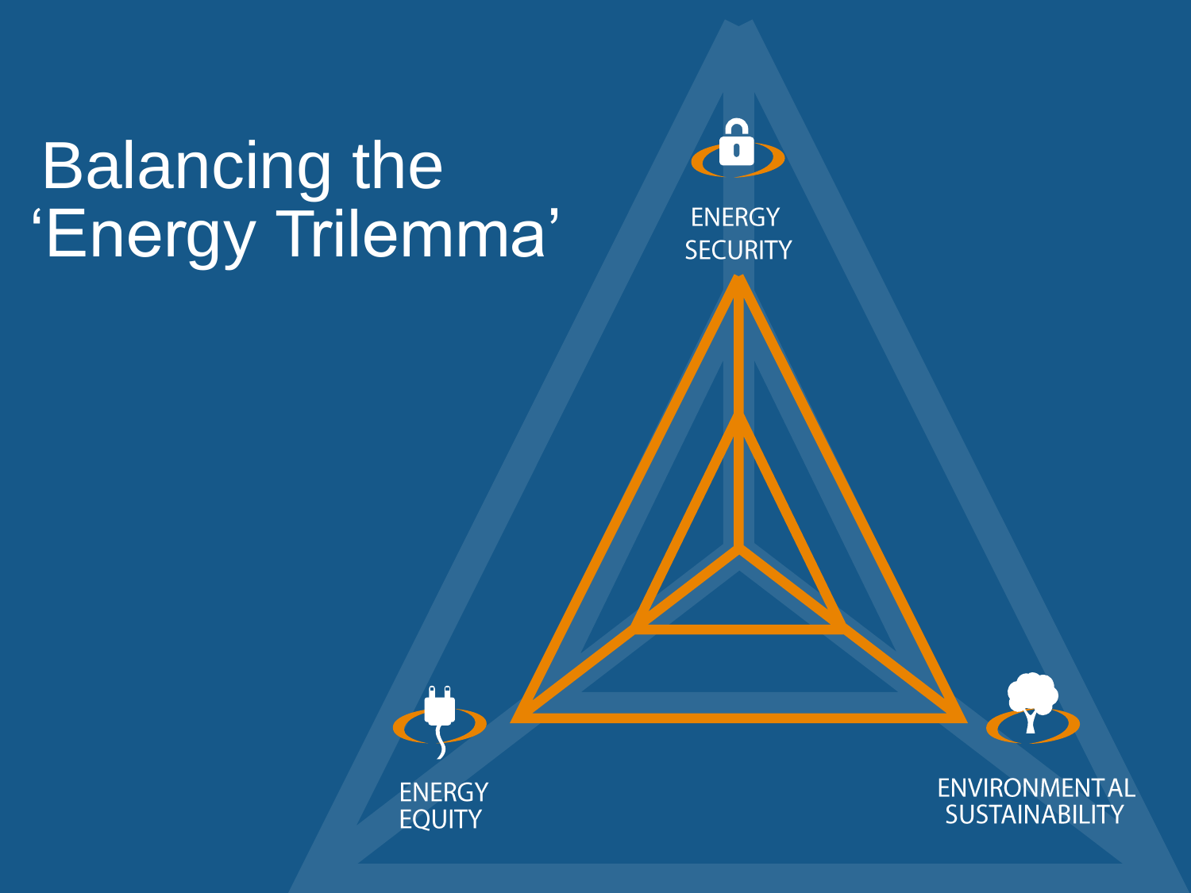# Balancing the 'Energy Trilemma'

ENERGY SECURITY

ENERGY EQUITY

ENVIRONMENTAL SUSTAINABILITY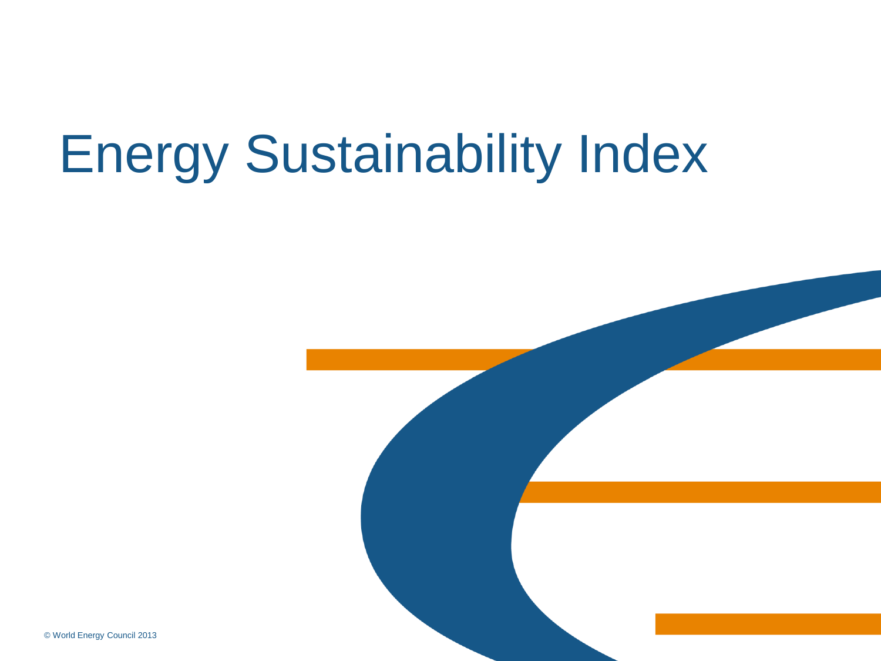# Energy Sustainability Index

© World Energy Council 2013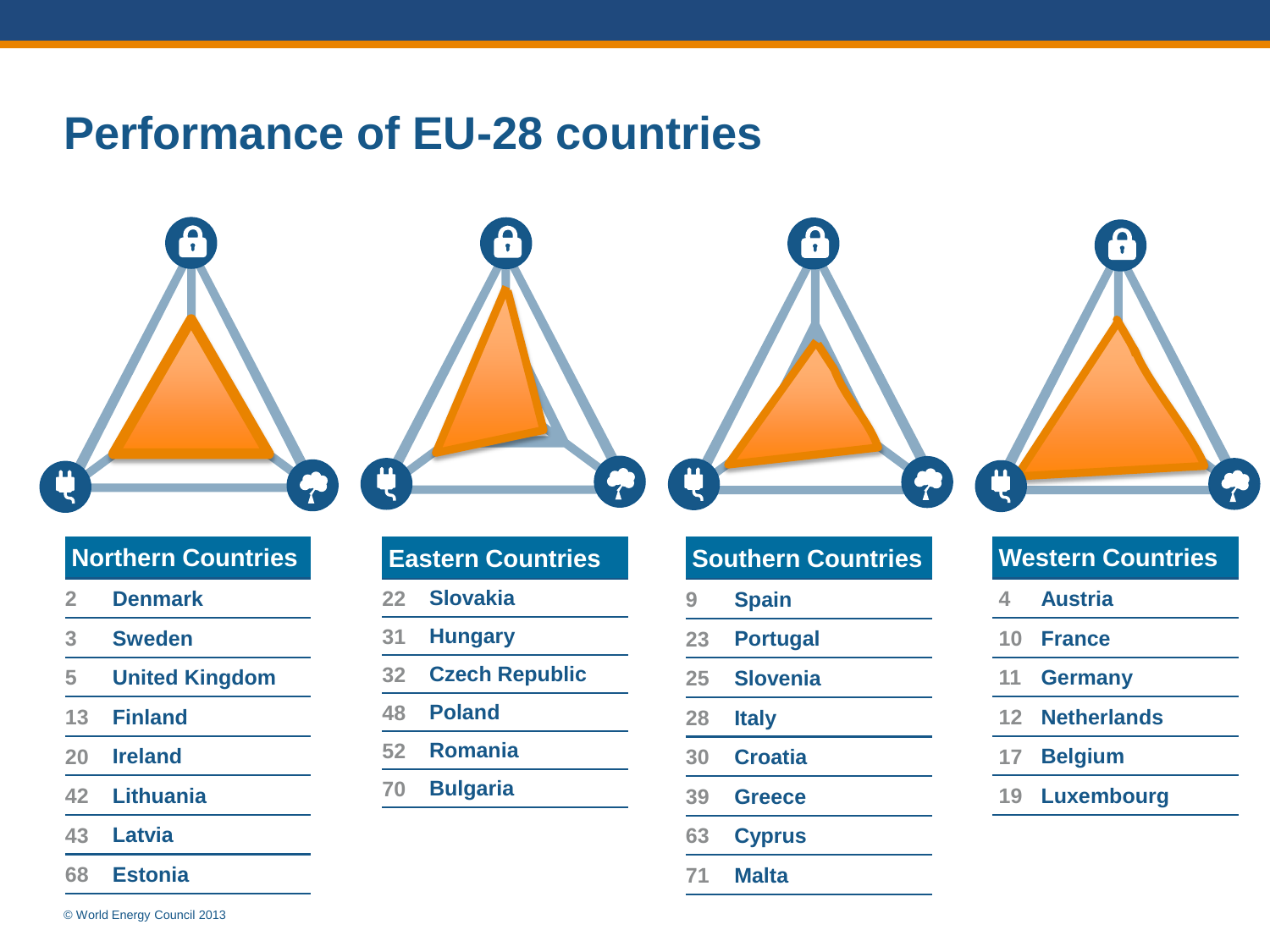# Performance of EU-28 countries

## Northern Countries

| Rank | Country |
|---|---|
| 2 | Denmark |
| 3 | Sweden |
| 5 | United Kingdom |
| 13 | Finland |
| 20 | Ireland |
| 42 | Lithuania |
| 43 | Latvia |
| 68 | Estonia |

## Eastern Countries

| Rank | Country |
|---|---|
| 22 | Slovakia |
| 31 | Hungary |
| 32 | Czech Republic |
| 48 | Poland |
| 52 | Romania |
| 70 | Bulgaria |

## Southern Countries

| Rank | Country |
|---|---|
| 9 | Spain |
| 23 | Portugal |
| 25 | Slovenia |
| 28 | Italy |
| 30 | Croatia |
| 39 | Greece |
| 63 | Cyprus |
| 71 | Malta |

## Western Countries

| Rank | Country |
|---|---|
| 4 | Austria |
| 10 | France |
| 11 | Germany |
| 12 | Netherlands |
| 17 | Belgium |
| 19 | Luxembourg |

© World Energy Council 2013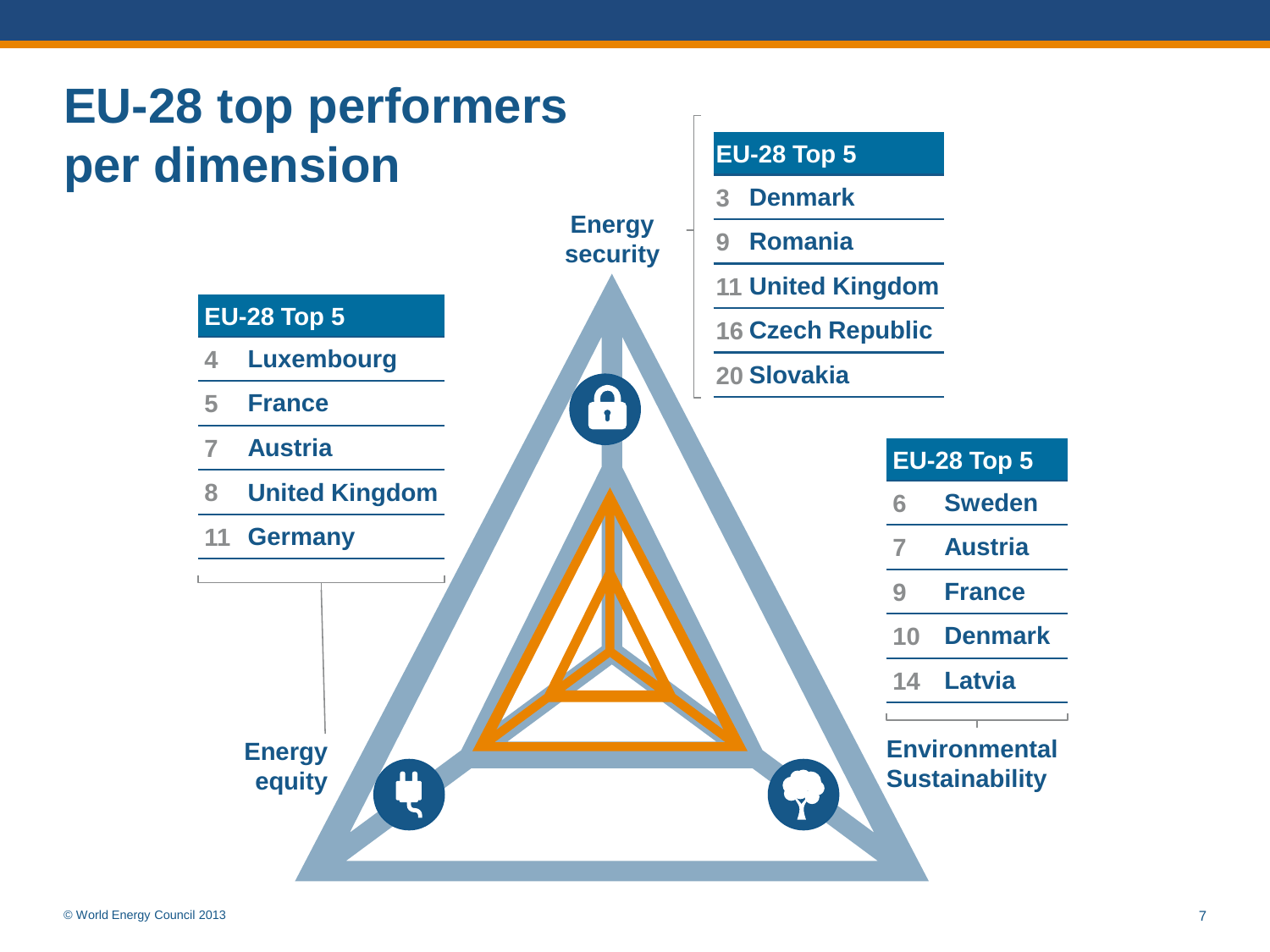# EU-28 top performers per dimension

## Energy security

| EU-28 Top 5 | |
|---|---|
| 3 | Denmark |
| 9 | Romania |
| 11 | United Kingdom |
| 16 | Czech Republic |
| 20 | Slovakia |

## Energy equity

| EU-28 Top 5 | |
|---|---|
| 4 | Luxembourg |
| 5 | France |
| 7 | Austria |
| 8 | United Kingdom |
| 11 | Germany |

## Environmental Sustainability

| EU-28 Top 5 | |
|---|---|
| 6 | Sweden |
| 7 | Austria |
| 9 | France |
| 10 | Denmark |
| 14 | Latvia |

© World Energy Council 2013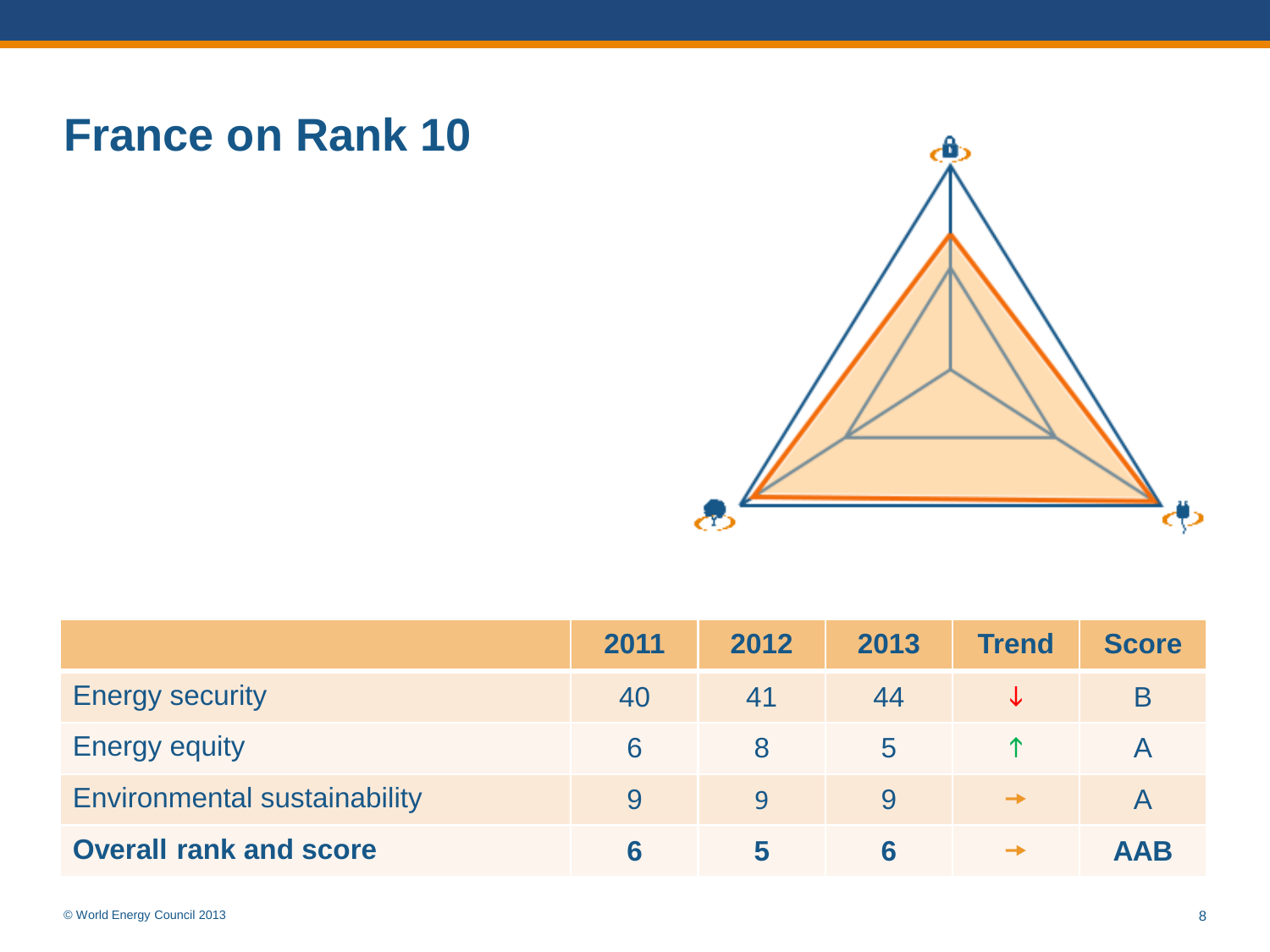# France on Rank 10

| | 2011 | 2012 | 2013 | Trend | Score |
|---|---|---|---|---|---|
| Energy security | 40 | 41 | 44 | ↓ | B |
| Energy equity | 6 | 8 | 5 | ↑ | A |
| Environmental sustainability | 9 | 9 | 9 | → | A |
| **Overall rank and score** | **6** | **5** | **6** | → | **AAB** |

© World Energy Council 2013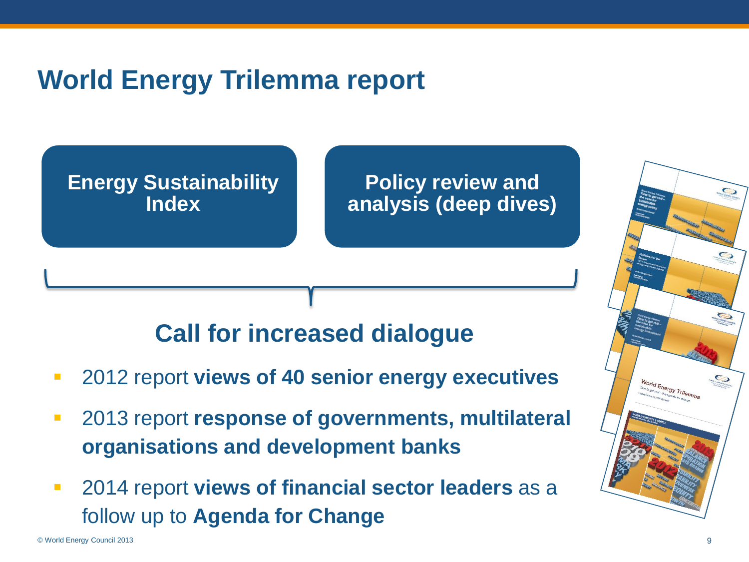# World Energy Trilemma report

**Energy Sustainability Index**

**Policy review and analysis (deep dives)**

## Call for increased dialogue

- 2012 report **views of 40 senior energy executives**
- 2013 report **response of governments, multilateral organisations and development banks**
- 2014 report **views of financial sector leaders** as a follow up to **Agenda for Change**

© World Energy Council 2013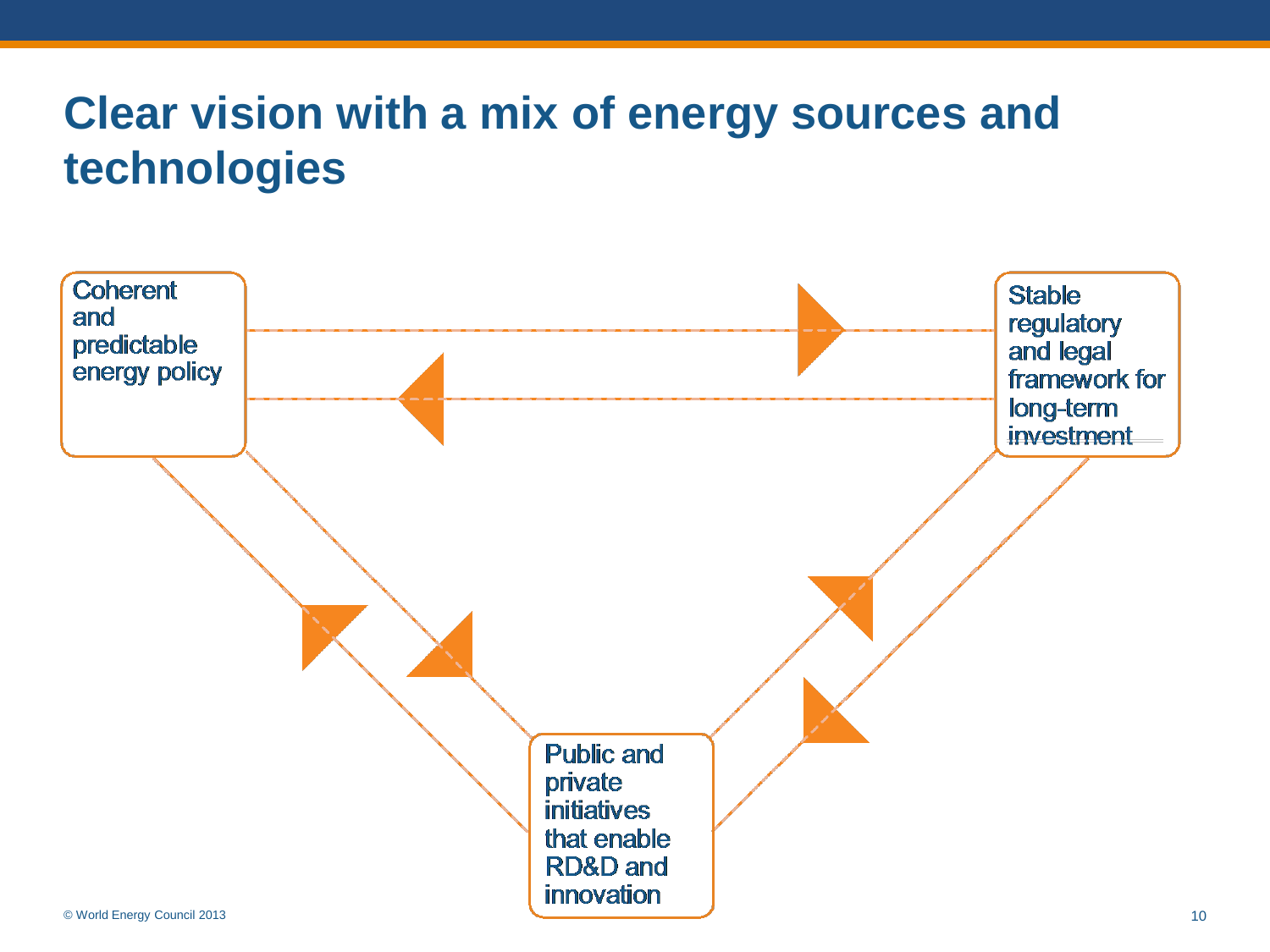# Clear vision with a mix of energy sources and technologies

Coherent and predictable energy policy

Stable regulatory and legal framework for long-term investment

Public and private initiatives that enable RD&D and innovation

© World Energy Council 2013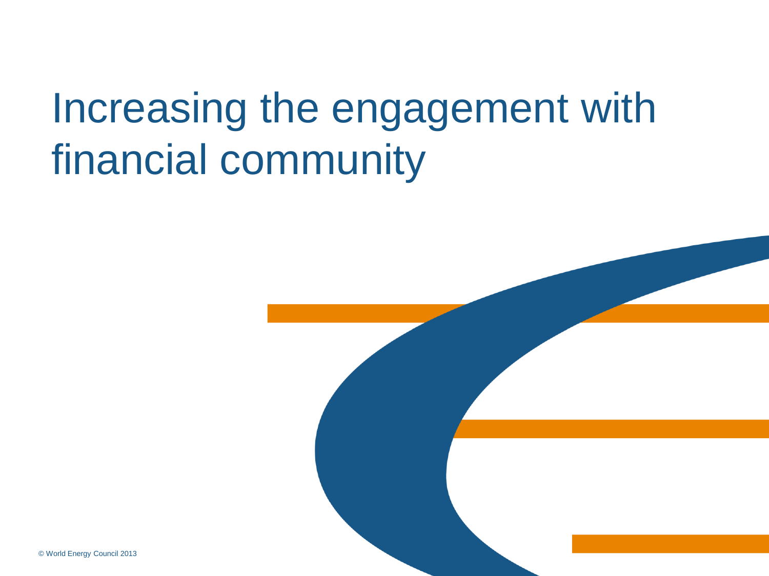# Increasing the engagement with financial community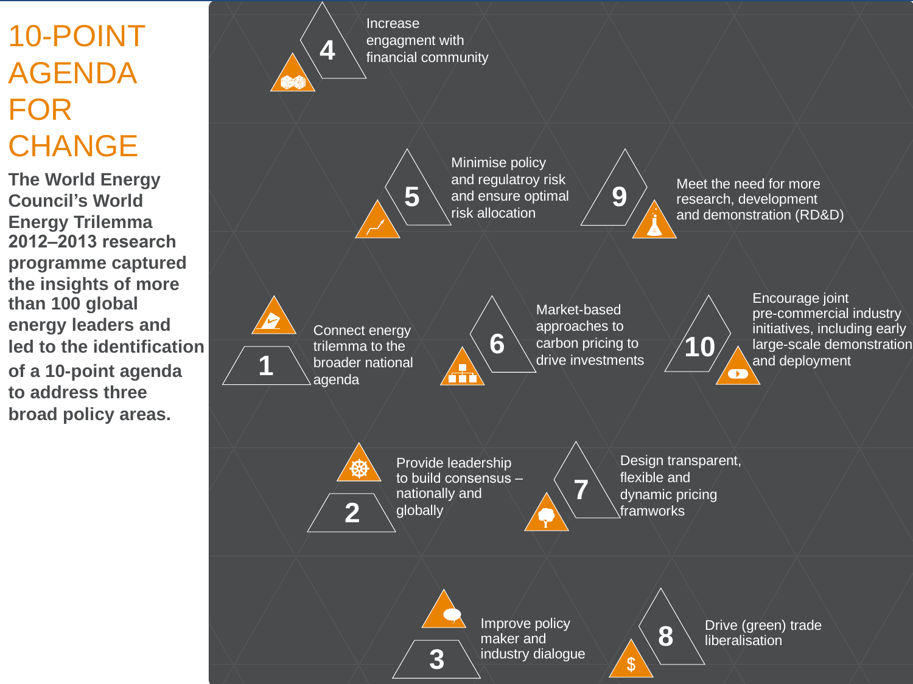# 10-POINT AGENDA FOR CHANGE

**The World Energy Council's World Energy Trilemma 2012–2013 research programme captured the insights of more than 100 global energy leaders and led to the identification of a 10-point agenda to address three broad policy areas.**

1. Connect energy trilemma to the broader national agenda
2. Provide leadership to build consensus – nationally and globally
3. Improve policy maker and industry dialogue
4. Increase engagment with financial community
5. Minimise policy and regulatroy risk and ensure optimal risk allocation
6. Market-based approaches to carbon pricing to drive investments
7. Design transparent, flexible and dynamic pricing framworks
8. Drive (green) trade liberalisation
9. Meet the need for more research, development and demonstration (RD&D)
10. Encourage joint pre-commercial industry initiatives, including early large-scale demonstration and deployment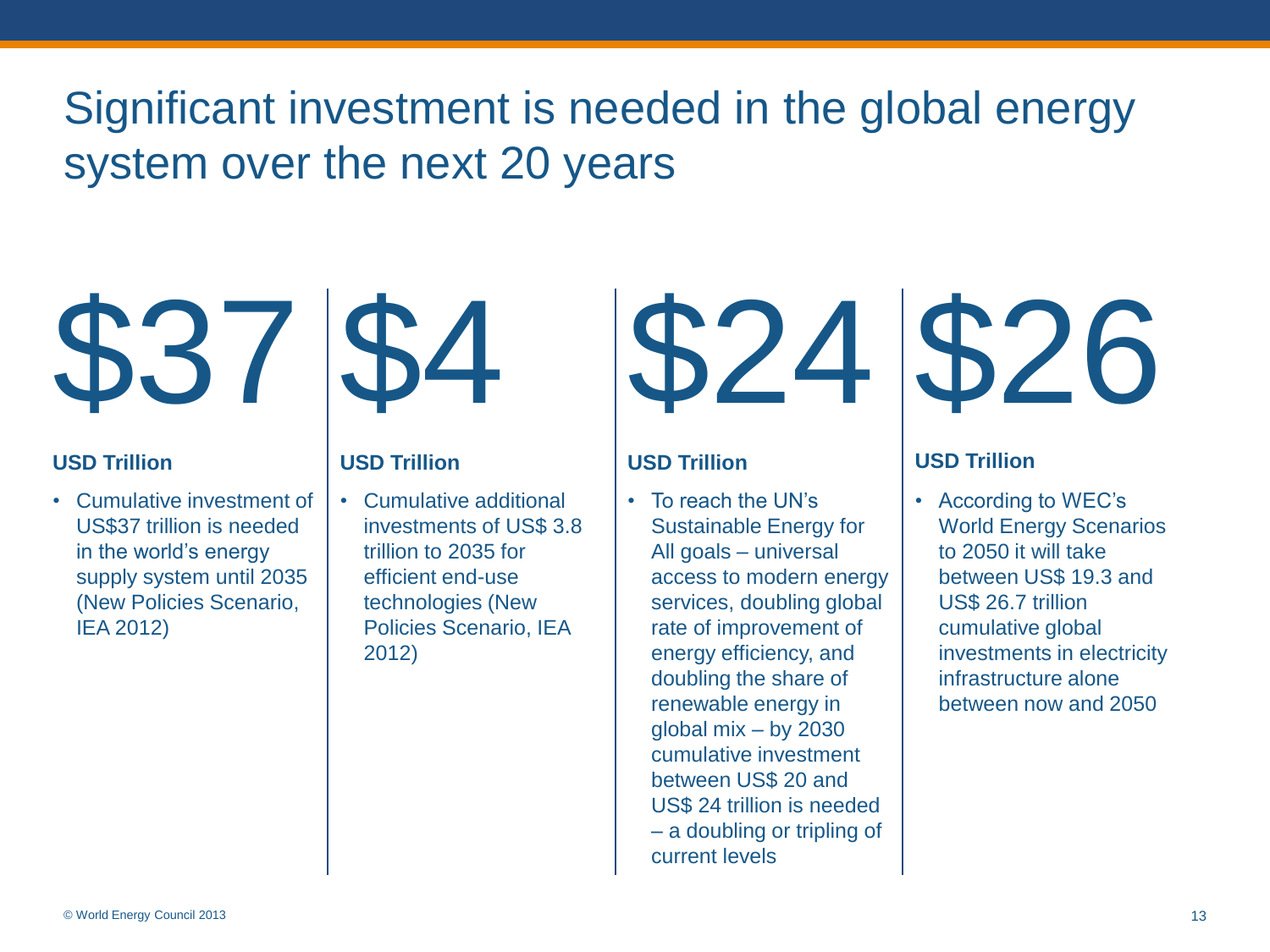# Significant investment is needed in the global energy system over the next 20 years

## $37

**USD Trillion**

- Cumulative investment of US$37 trillion is needed in the world's energy supply system until 2035 (New Policies Scenario, IEA 2012)

## $4

**USD Trillion**

- Cumulative additional investments of US$ 3.8 trillion to 2035 for efficient end-use technologies (New Policies Scenario, IEA 2012)

## $24

**USD Trillion**

- To reach the UN's Sustainable Energy for All goals – universal access to modern energy services, doubling global rate of improvement of energy efficiency, and doubling the share of renewable energy in global mix – by 2030 cumulative investment between US$ 20 and US$ 24 trillion is needed – a doubling or tripling of current levels

## $26

**USD Trillion**

- According to WEC's World Energy Scenarios to 2050 it will take between US$ 19.3 and US$ 26.7 trillion cumulative global investments in electricity infrastructure alone between now and 2050

© World Energy Council 2013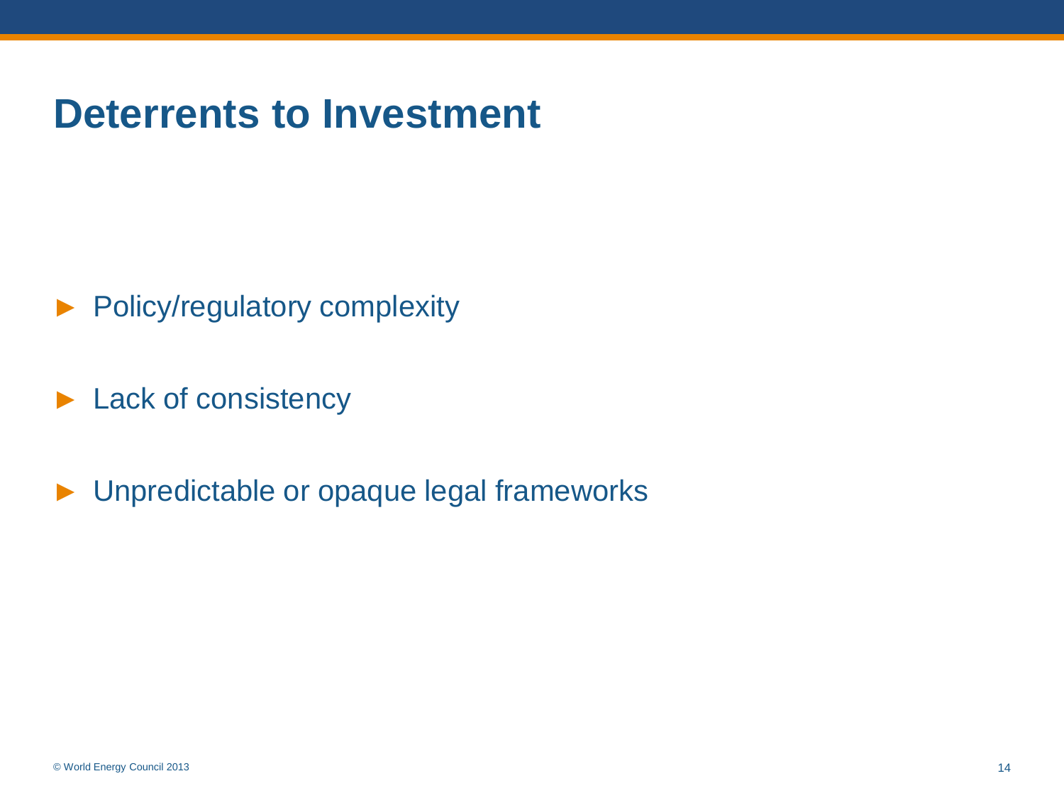# Deterrents to Investment

- Policy/regulatory complexity
- Lack of consistency
- Unpredictable or opaque legal frameworks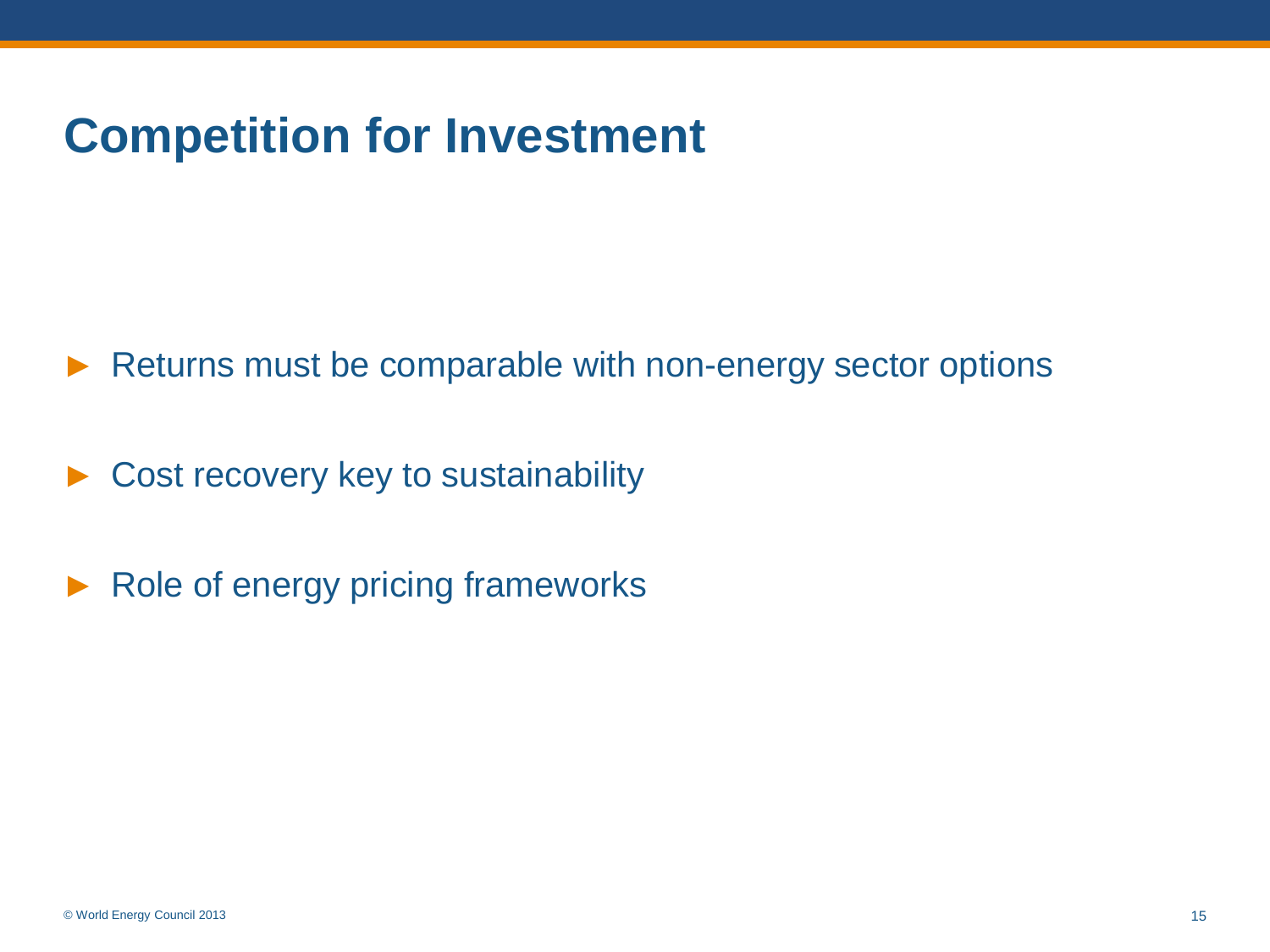# Competition for Investment

- Returns must be comparable with non-energy sector options
- Cost recovery key to sustainability
- Role of energy pricing frameworks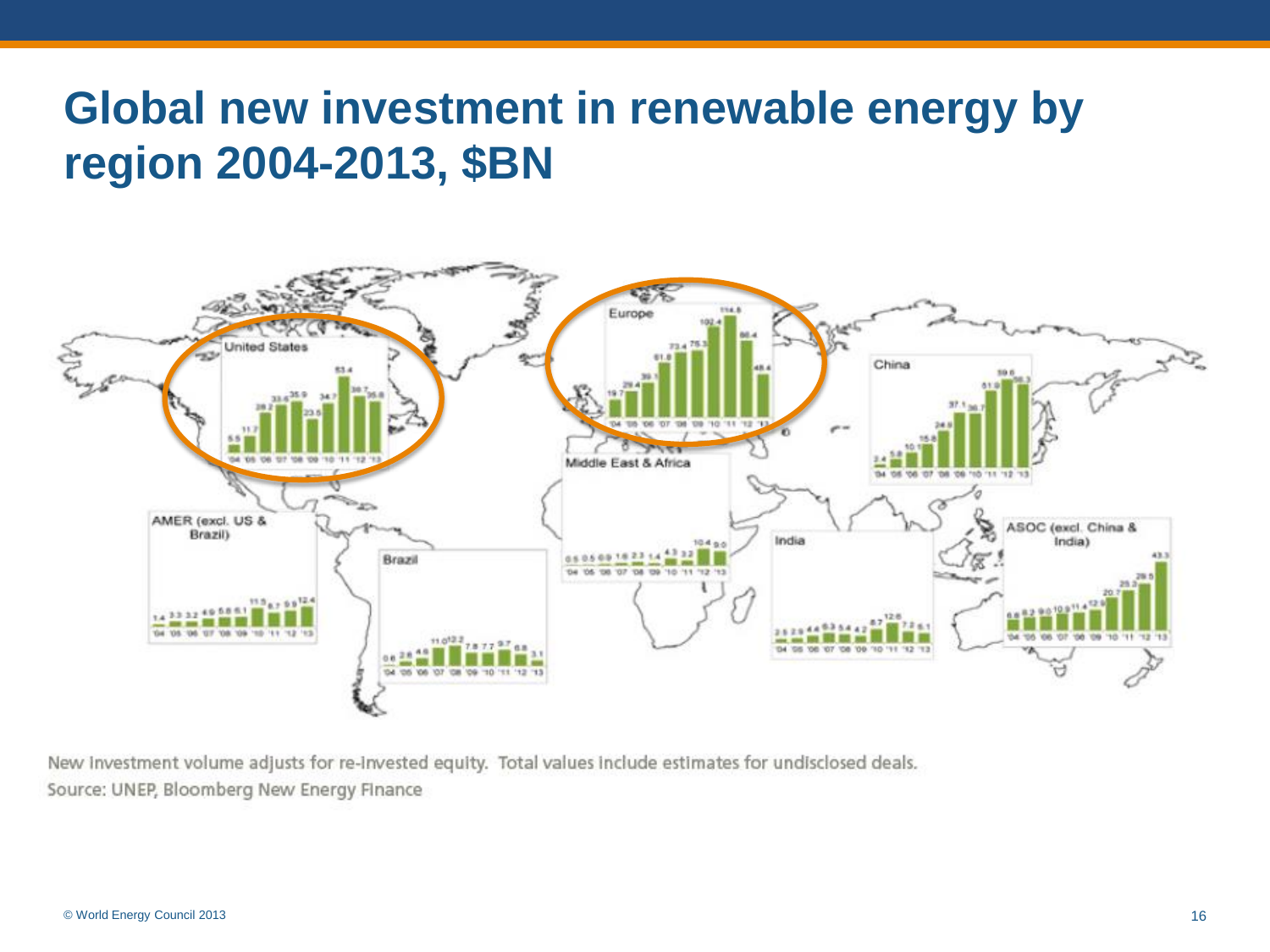# Global new investment in renewable energy by region 2004-2013, $BN

United States

| '04 | '05 | '06 | '07 | '08 | '09 | '10 | '11 | '12 | '13 |
|---|---|---|---|---|---|---|---|---|---|
| 5.5 | 11.7 | 28.2 | 33.6 | 35.9 | 23.5 | 34.7 | 53.4 | 39.7 | 35.8 |

Europe

| '04 | '05 | '06 | '07 | '08 | '09 | '10 | '11 | '12 | '13 |
|---|---|---|---|---|---|---|---|---|---|
| 19.7 | 29.4 | 39.1 | 61.8 | 73.4 | 75.3 | 102.4 | 114.8 | 86.4 | 48.4 |

China

| '04 | '05 | '06 | '07 | '08 | '09 | '10 | '11 | '12 | '13 |
|---|---|---|---|---|---|---|---|---|---|
| 2.4 | 5.8 | 10.1 | 15.8 | 24.9 | 37.1 | 36.7 | 51.9 | 59.6 | 56.3 |

Middle East & Africa

| '04 | '05 | '06 | '07 | '08 | '09 | '10 | '11 | '12 | '13 |
|---|---|---|---|---|---|---|---|---|---|
| 0.5 | 0.5 | 0.9 | 1.6 | 2.3 | 1.4 | 4.3 | 3.2 | 10.4 | 9.0 |

AMER (excl. US & Brazil)

| '04 | '05 | '06 | '07 | '08 | '09 | '10 | '11 | '12 | '13 |
|---|---|---|---|---|---|---|---|---|---|
| 1.4 | 3.3 | 3.2 | 4.9 | 5.8 | 6.1 | 11.5 | 8.7 | 9.9 | 12.4 |

Brazil

| '04 | '05 | '06 | '07 | '08 | '09 | '10 | '11 | '12 | '13 |
|---|---|---|---|---|---|---|---|---|---|
| 0.6 | 2.6 | 4.6 | 11.0 | 12.2 | 7.8 | 7.7 | 9.7 | 6.8 | 3.1 |

India

| '04 | '05 | '06 | '07 | '08 | '09 | '10 | '11 | '12 | '13 |
|---|---|---|---|---|---|---|---|---|---|
| 2.5 | 2.9 | 4.4 | 6.3 | 5.4 | 4.2 | 8.7 | 12.6 | 7.2 | 6.1 |

ASOC (excl. China & India)

| '04 | '05 | '06 | '07 | '08 | '09 | '10 | '11 | '12 | '13 |
|---|---|---|---|---|---|---|---|---|---|
| 6.8 | 8.2 | 9.0 | 10.9 | 11.4 | 12.9 | 20.7 | 25.2 | 29.5 | 43.3 |

New investment volume adjusts for re-invested equity. Total values include estimates for undisclosed deals.
Source: UNEP, Bloomberg New Energy Finance

© World Energy Council 2013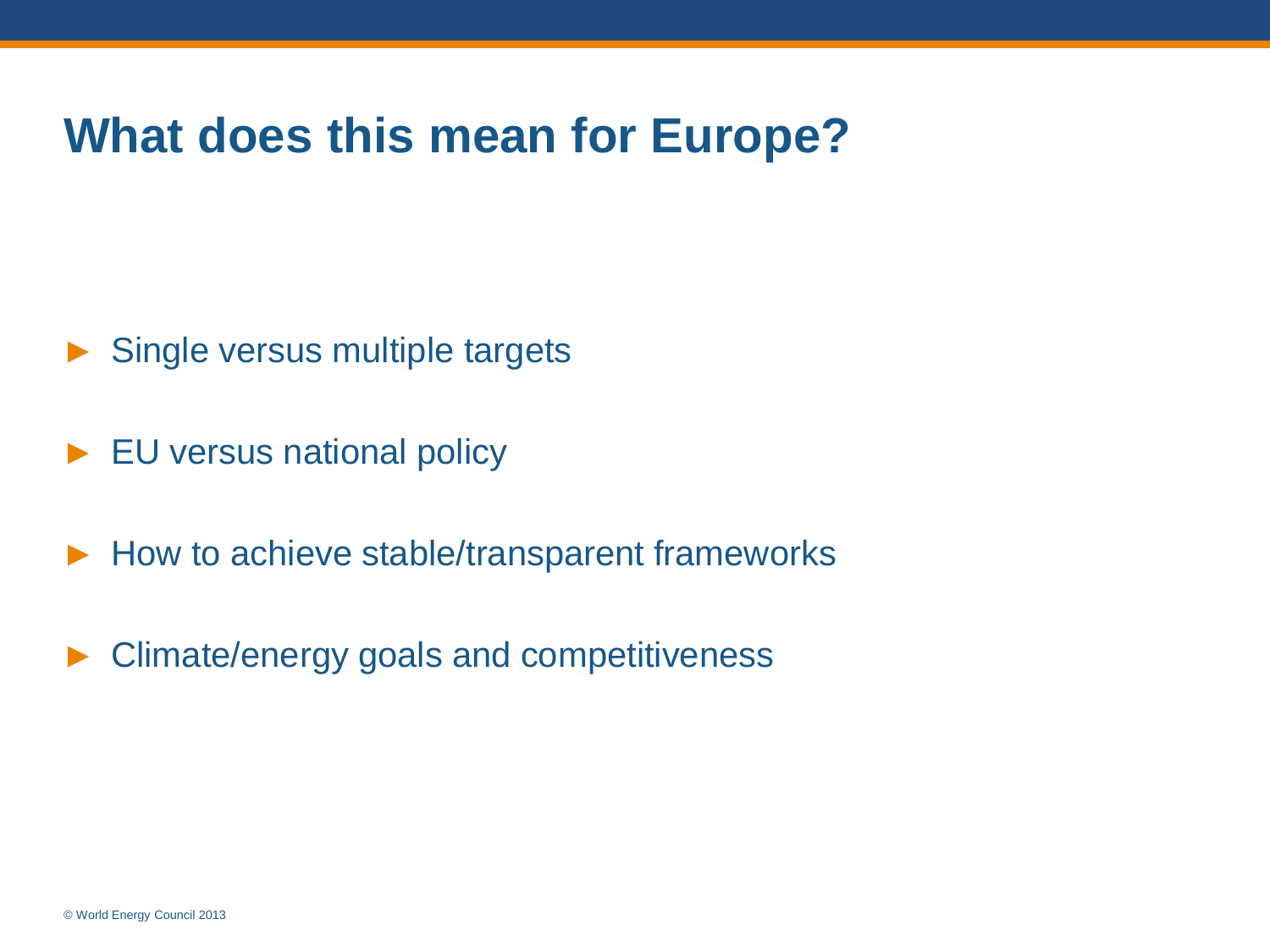# What does this mean for Europe?

- Single versus multiple targets
- EU versus national policy
- How to achieve stable/transparent frameworks
- Climate/energy goals and competitiveness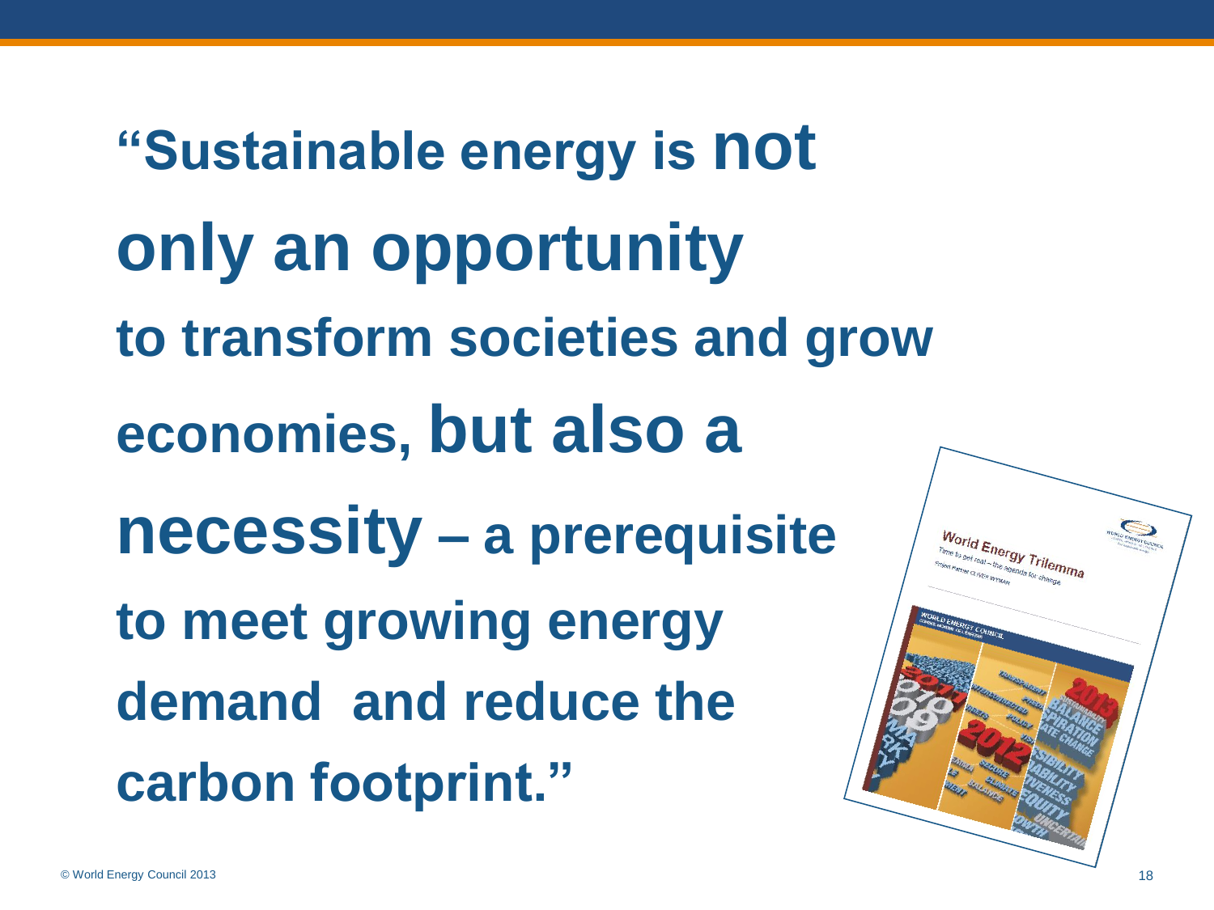**"Sustainable energy is not only an opportunity to transform societies and grow economies, but also a necessity – a prerequisite to meet growing energy demand and reduce the carbon footprint."**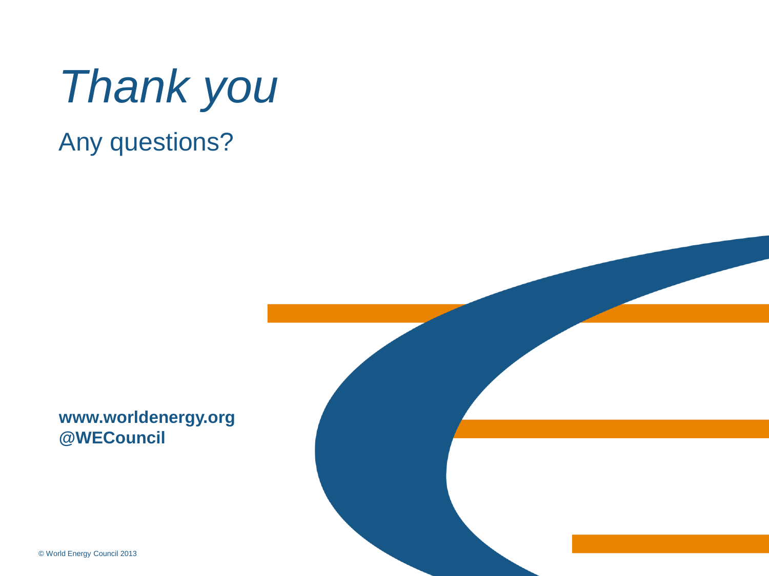# *Thank you*

Any questions?

**www.worldenergy.org**
**@WECouncil**

© World Energy Council 2013